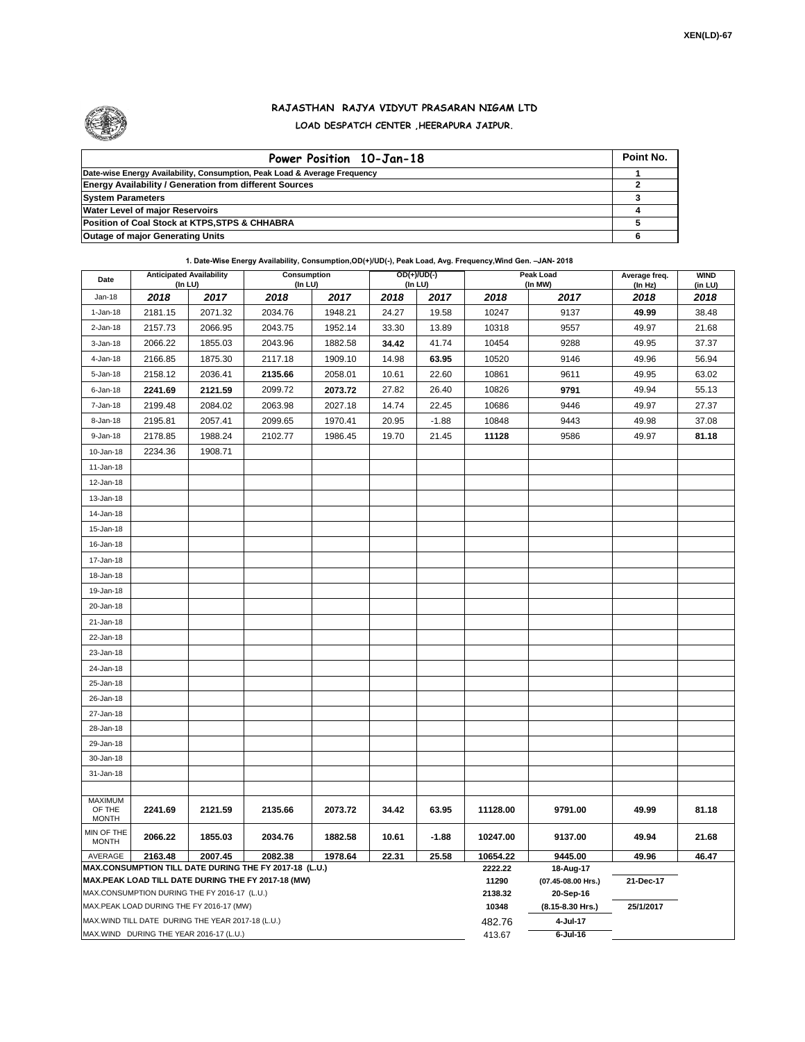XEN(LD)-67

# RAJASTHAN RAJYA VIDYUT PRASARAN NIGAM LTD

## LOAD DESPATCH CENTER ,HEERAPURA JAIPUR.

| Power Position 10-Jan-18 | Point No. |
|---|---|
| Date-wise Energy Availability, Consumption, Peak Load & Average Frequency | 1 |
| Energy Availability / Generation from different Sources | 2 |
| System Parameters | 3 |
| Water Level of major Reservoirs | 4 |
| Position of Coal Stock at KTPS,STPS & CHHABRA | 5 |
| Outage of major Generating Units | 6 |

**1. Date-Wise Energy Availability, Consumption,OD(+)/UD(-), Peak Load, Avg. Frequency,Wind Gen. –JAN- 2018**

| Date | Anticipated Availability (In LU) | | Consumption (In LU) | | OD(+)/UD(-) (In LU) | | Peak Load (In MW) | | Average freq. (In Hz) | WIND (in LU) |
|---|---|---|---|---|---|---|---|---|---|---|
| Jan-18 | 2018 | 2017 | 2018 | 2017 | 2018 | 2017 | 2018 | 2017 | 2018 | 2018 |
| 1-Jan-18 | 2181.15 | 2071.32 | 2034.76 | 1948.21 | 24.27 | 19.58 | 10247 | 9137 | **49.99** | 38.48 |
| 2-Jan-18 | 2157.73 | 2066.95 | 2043.75 | 1952.14 | 33.30 | 13.89 | 10318 | 9557 | 49.97 | 21.68 |
| 3-Jan-18 | 2066.22 | 1855.03 | 2043.96 | 1882.58 | **34.42** | 41.74 | 10454 | 9288 | 49.95 | 37.37 |
| 4-Jan-18 | 2166.85 | 1875.30 | 2117.18 | 1909.10 | 14.98 | **63.95** | 10520 | 9146 | 49.96 | 56.94 |
| 5-Jan-18 | 2158.12 | 2036.41 | **2135.66** | 2058.01 | 10.61 | 22.60 | 10861 | 9611 | 49.95 | 63.02 |
| 6-Jan-18 | **2241.69** | **2121.59** | 2099.72 | **2073.72** | 27.82 | 26.40 | 10826 | **9791** | 49.94 | 55.13 |
| 7-Jan-18 | 2199.48 | 2084.02 | 2063.98 | 2027.18 | 14.74 | 22.45 | 10686 | 9446 | 49.97 | 27.37 |
| 8-Jan-18 | 2195.81 | 2057.41 | 2099.65 | 1970.41 | 20.95 | -1.88 | 10848 | 9443 | 49.98 | 37.08 |
| 9-Jan-18 | 2178.85 | 1988.24 | 2102.77 | 1986.45 | 19.70 | 21.45 | **11128** | 9586 | 49.97 | **81.18** |
| 10-Jan-18 | 2234.36 | 1908.71 | | | | | | | | |
| 11-Jan-18 | | | | | | | | | | |
| 12-Jan-18 | | | | | | | | | | |
| 13-Jan-18 | | | | | | | | | | |
| 14-Jan-18 | | | | | | | | | | |
| 15-Jan-18 | | | | | | | | | | |
| 16-Jan-18 | | | | | | | | | | |
| 17-Jan-18 | | | | | | | | | | |
| 18-Jan-18 | | | | | | | | | | |
| 19-Jan-18 | | | | | | | | | | |
| 20-Jan-18 | | | | | | | | | | |
| 21-Jan-18 | | | | | | | | | | |
| 22-Jan-18 | | | | | | | | | | |
| 23-Jan-18 | | | | | | | | | | |
| 24-Jan-18 | | | | | | | | | | |
| 25-Jan-18 | | | | | | | | | | |
| 26-Jan-18 | | | | | | | | | | |
| 27-Jan-18 | | | | | | | | | | |
| 28-Jan-18 | | | | | | | | | | |
| 29-Jan-18 | | | | | | | | | | |
| 30-Jan-18 | | | | | | | | | | |
| 31-Jan-18 | | | | | | | | | | |
| MAXIMUM OF THE MONTH | **2241.69** | **2121.59** | **2135.66** | **2073.72** | **34.42** | **63.95** | **11128.00** | **9791.00** | **49.99** | **81.18** |
| MIN OF THE MONTH | **2066.22** | **1855.03** | **2034.76** | **1882.58** | **10.61** | **-1.88** | **10247.00** | **9137.00** | **49.94** | **21.68** |
| AVERAGE | **2163.48** | **2007.45** | **2082.38** | **1978.64** | **22.31** | **25.58** | **10654.22** | **9445.00** | **49.96** | **46.47** |
| MAX.CONSUMPTION TILL DATE DURING THE FY 2017-18 (L.U.) | | | | | | | 2222.22 | 18-Aug-17 | | |
| MAX.PEAK LOAD TILL DATE DURING THE FY 2017-18 (MW) | | | | | | | 11290 | (07.45-08.00 Hrs.) | 21-Dec-17 | |
| MAX.CONSUMPTION DURING THE FY 2016-17 (L.U.) | | | | | | | 2138.32 | 20-Sep-16 | | |
| MAX.PEAK LOAD DURING THE FY 2016-17 (MW) | | | | | | | 10348 | (8.15-8.30 Hrs.) | 25/1/2017 | |
| MAX.WIND TILL DATE DURING THE YEAR 2017-18 (L.U.) | | | | | | | 482.76 | 4-Jul-17 | | |
| MAX.WIND DURING THE YEAR 2016-17 (L.U.) | | | | | | | 413.67 | 6-Jul-16 | | |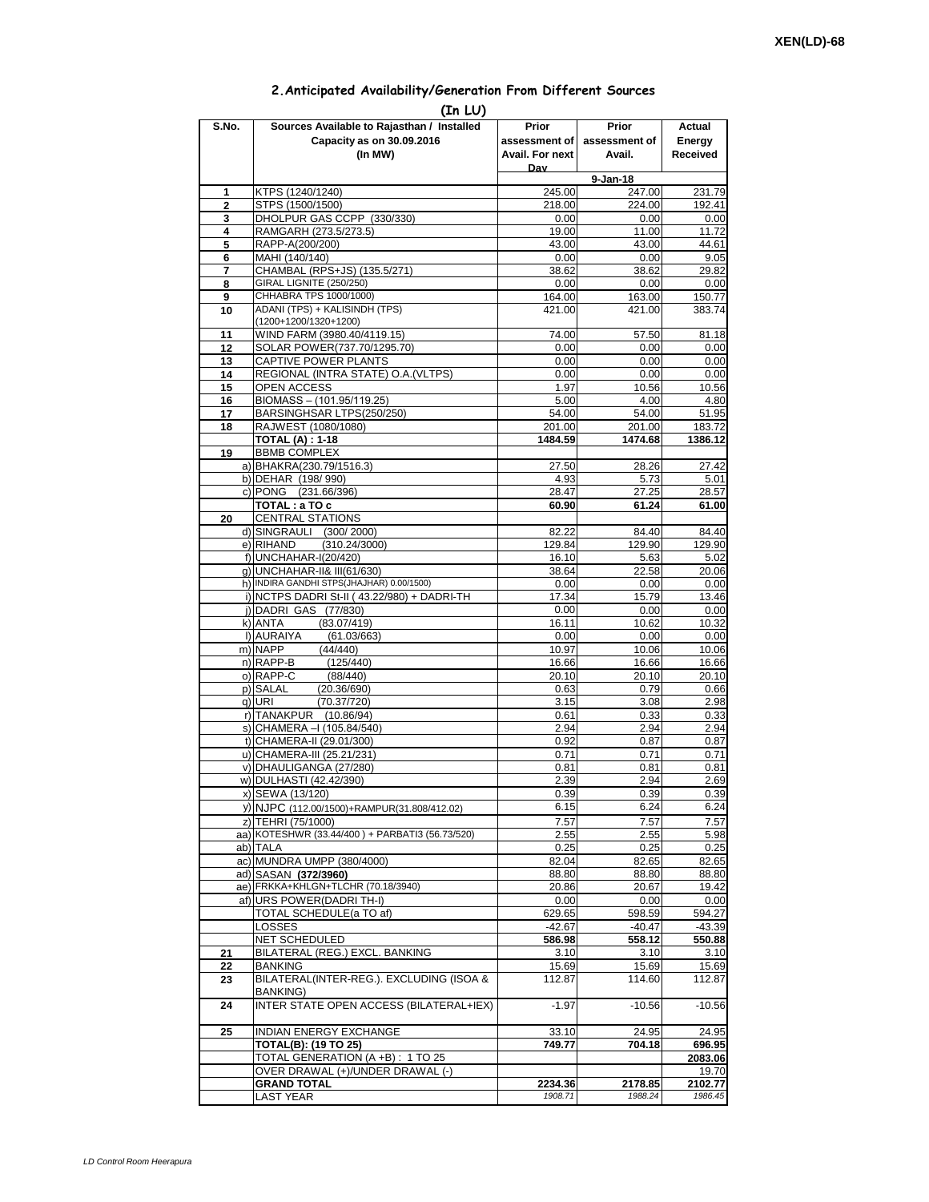XEN(LD)-68

## 2.Anticipated Availability/Generation From Different Sources

**(In LU)**

| S.No. | Sources Available to Rajasthan / Installed Capacity as on 30.09.2016 (In MW) | Prior assessment of Avail. For next Day | Prior assessment of Avail. | Actual Energy Received |
|---|---|---|---|---|
| | | | 9-Jan-18 | |
| 1 | KTPS (1240/1240) | 245.00 | 247.00 | 231.79 |
| 2 | STPS (1500/1500) | 218.00 | 224.00 | 192.41 |
| 3 | DHOLPUR GAS CCPP (330/330) | 0.00 | 0.00 | 0.00 |
| 4 | RAMGARH (273.5/273.5) | 19.00 | 11.00 | 11.72 |
| 5 | RAPP-A(200/200) | 43.00 | 43.00 | 44.61 |
| 6 | MAHI (140/140) | 0.00 | 0.00 | 9.05 |
| 7 | CHAMBAL (RPS+JS) (135.5/271) | 38.62 | 38.62 | 29.82 |
| 8 | GIRAL LIGNITE (250/250) | 0.00 | 0.00 | 0.00 |
| 9 | CHHABRA TPS 1000/1000) | 164.00 | 163.00 | 150.77 |
| 10 | ADANI (TPS) + KALISINDH (TPS) (1200+1200/1320+1200) | 421.00 | 421.00 | 383.74 |
| 11 | WIND FARM (3980.40/4119.15) | 74.00 | 57.50 | 81.18 |
| 12 | SOLAR POWER(737.70/1295.70) | 0.00 | 0.00 | 0.00 |
| 13 | CAPTIVE POWER PLANTS | 0.00 | 0.00 | 0.00 |
| 14 | REGIONAL (INTRA STATE) O.A.(VLTPS) | 0.00 | 0.00 | 0.00 |
| 15 | OPEN ACCESS | 1.97 | 10.56 | 10.56 |
| 16 | BIOMASS – (101.95/119.25) | 5.00 | 4.00 | 4.80 |
| 17 | BARSINGHSAR LTPS(250/250) | 54.00 | 54.00 | 51.95 |
| 18 | RAJWEST (1080/1080) | 201.00 | 201.00 | 183.72 |
| | **TOTAL (A) : 1-18** | **1484.59** | **1474.68** | **1386.12** |
| 19 | BBMB COMPLEX | | | |
| a) | BHAKRA(230.79/1516.3) | 27.50 | 28.26 | 27.42 |
| b) | DEHAR (198/ 990) | 4.93 | 5.73 | 5.01 |
| c) | PONG (231.66/396) | 28.47 | 27.25 | 28.57 |
| | **TOTAL : a TO c** | **60.90** | **61.24** | **61.00** |
| 20 | CENTRAL STATIONS | | | |
| d) | SINGRAULI (300/ 2000) | 82.22 | 84.40 | 84.40 |
| e) | RIHAND (310.24/3000) | 129.84 | 129.90 | 129.90 |
| f) | UNCHAHAR-I(20/420) | 16.10 | 5.63 | 5.02 |
| g) | UNCHAHAR-II& III(61/630) | 38.64 | 22.58 | 20.06 |
| h) | INDIRA GANDHI STPS(JHAJHAR) 0.00/1500) | 0.00 | 0.00 | 0.00 |
| i) | NCTPS DADRI St-II ( 43.22/980) + DADRI-TH | 17.34 | 15.79 | 13.46 |
| j) | DADRI GAS (77/830) | 0.00 | 0.00 | 0.00 |
| k) | ANTA (83.07/419) | 16.11 | 10.62 | 10.32 |
| l) | AURAIYA (61.03/663) | 0.00 | 0.00 | 0.00 |
| m) | NAPP (44/440) | 10.97 | 10.06 | 10.06 |
| n) | RAPP-B (125/440) | 16.66 | 16.66 | 16.66 |
| o) | RAPP-C (88/440) | 20.10 | 20.10 | 20.10 |
| p) | SALAL (20.36/690) | 0.63 | 0.79 | 0.66 |
| q) | URI (70.37/720) | 3.15 | 3.08 | 2.98 |
| r) | TANAKPUR (10.86/94) | 0.61 | 0.33 | 0.33 |
| s) | CHAMERA –I (105.84/540) | 2.94 | 2.94 | 2.94 |
| t) | CHAMERA-II (29.01/300) | 0.92 | 0.87 | 0.87 |
| u) | CHAMERA-III (25.21/231) | 0.71 | 0.71 | 0.71 |
| v) | DHAULIGANGA (27/280) | 0.81 | 0.81 | 0.81 |
| w) | DULHASTI (42.42/390) | 2.39 | 2.94 | 2.69 |
| x) | SEWA (13/120) | 0.39 | 0.39 | 0.39 |
| y) | NJPC (112.00/1500)+RAMPUR(31.808/412.02) | 6.15 | 6.24 | 6.24 |
| z) | TEHRI (75/1000) | 7.57 | 7.57 | 7.57 |
| aa) | KOTESHWR (33.44/400 ) + PARBATI3 (56.73/520) | 2.55 | 2.55 | 5.98 |
| ab) | TALA | 0.25 | 0.25 | 0.25 |
| ac) | MUNDRA UMPP (380/4000) | 82.04 | 82.65 | 82.65 |
| ad) | SASAN **(372/3960)** | 88.80 | 88.80 | 88.80 |
| ae) | FRKKA+KHLGN+TLCHR (70.18/3940) | 20.86 | 20.67 | 19.42 |
| af) | URS POWER(DADRI TH-I) | 0.00 | 0.00 | 0.00 |
| | TOTAL SCHEDULE(a TO af) | 629.65 | 598.59 | 594.27 |
| | LOSSES | -42.67 | -40.47 | -43.39 |
| | NET SCHEDULED | **586.98** | **558.12** | **550.88** |
| 21 | BILATERAL (REG.) EXCL. BANKING | 3.10 | 3.10 | 3.10 |
| 22 | BANKING | 15.69 | 15.69 | 15.69 |
| 23 | BILATERAL(INTER-REG.). EXCLUDING (ISOA & BANKING) | 112.87 | 114.60 | 112.87 |
| 24 | INTER STATE OPEN ACCESS (BILATERAL+IEX) | -1.97 | -10.56 | -10.56 |
| 25 | INDIAN ENERGY EXCHANGE | 33.10 | 24.95 | 24.95 |
| | **TOTAL(B): (19 TO 25)** | **749.77** | **704.18** | **696.95** |
| | TOTAL GENERATION (A +B) : 1 TO 25 | | | **2083.06** |
| | OVER DRAWAL (+)/UNDER DRAWAL (-) | | | 19.70 |
| | **GRAND TOTAL** | **2234.36** | **2178.85** | **2102.77** |
| | LAST YEAR | *1908.71* | *1988.24* | *1986.45* |

*LD Control Room Heerapura*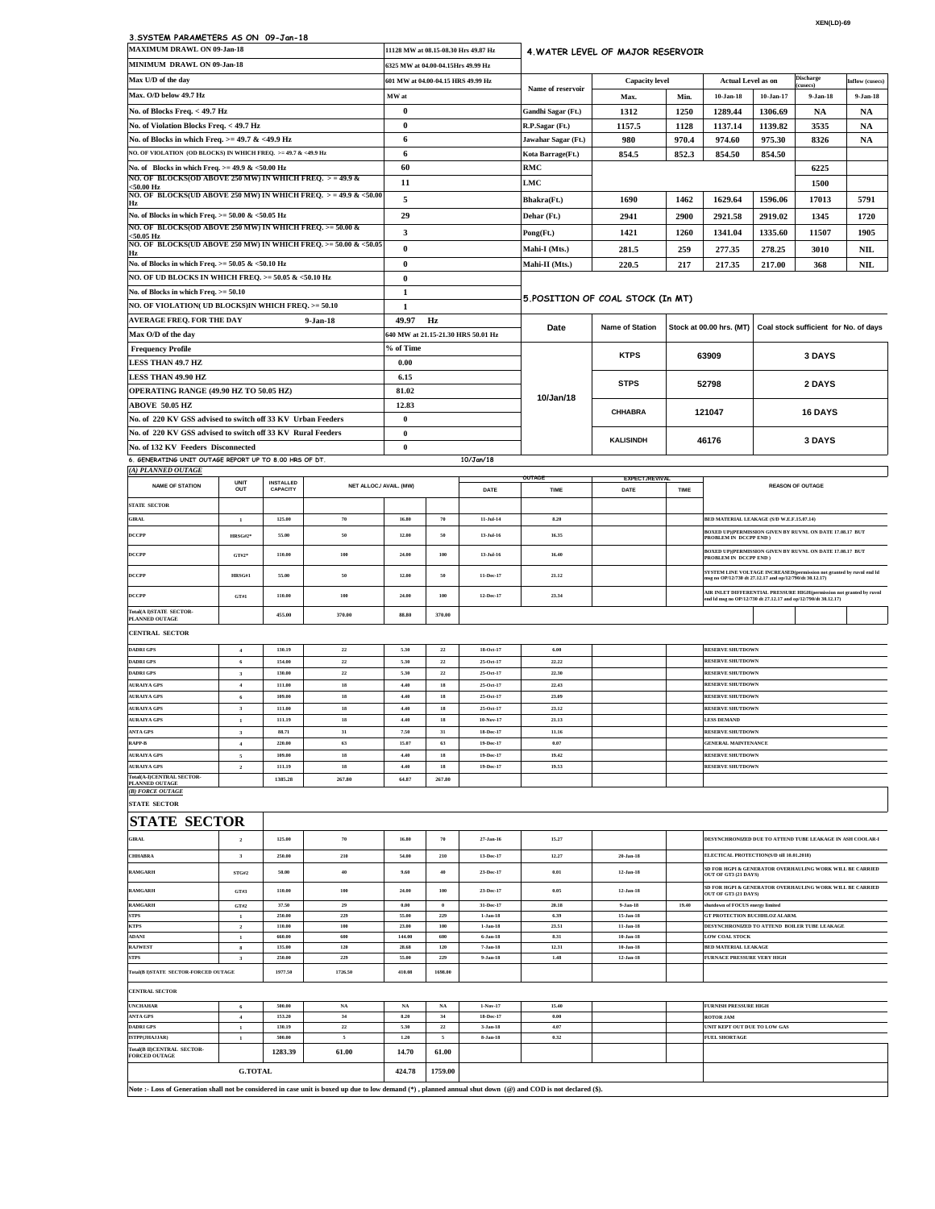XEN(LD)-69

### 3.SYSTEM PARAMETERS AS ON 09-Jan-18

| | | |
|---|---|---|
| MAXIMUM DRAWL ON 09-Jan-18 | | 11128 MW at 08.15-08.30 Hrs 49.87 Hz |
| MINIMUM DRAWL ON 09-Jan-18 | | 6325 MW at 04.00-04.15Hrs 49.99 Hz |
| Max U/D of the day | | 601 MW at 04.00-04.15 HRS 49.99 Hz |
| Max. O/D below 49.7 Hz | | MW at |
| No. of Blocks Freq. < 49.7 Hz | | 0 |
| No. of Violation Blocks Freq. < 49.7 Hz | | 0 |
| No. of Blocks in which Freq. >= 49.7 & <49.9 Hz | | 6 |
| NO. OF VIOLATION (OD BLOCKS) IN WHICH FREQ. >= 49.7 & <49.9 Hz | | 6 |
| No. of Blocks in which Freq. >= 49.9 & <50.00 Hz | | 60 |
| NO. OF BLOCKS(OD ABOVE 250 MW) IN WHICH FREQ. > = 49.9 & <50.00 Hz | | 11 |
| NO. OF BLOCKS(UD ABOVE 250 MW) IN WHICH FREQ. > = 49.9 & <50.00 Hz | | 5 |
| No. of Blocks in which Freq. >= 50.00 & <50.05 Hz | | 29 |
| NO. OF BLOCKS(OD ABOVE 250 MW) IN WHICH FREQ. >= 50.00 & <50.05 Hz | | 3 |
| NO. OF BLOCKS(UD ABOVE 250 MW) IN WHICH FREQ. >= 50.00 & <50.05 Hz | | 0 |
| No. of Blocks in which Freq. >= 50.05 & <50.10 Hz | | 0 |
| NO. OF UD BLOCKS IN WHICH FREQ. >= 50.05 & <50.10 Hz | | 0 |
| No. of Blocks in which Freq. >= 50.10 | | 1 |
| NO. OF VIOLATION( UD BLOCKS)IN WHICH FREQ. >= 50.10 | | 1 |
| AVERAGE FREQ. FOR THE DAY | 9-Jan-18 | 49.97 Hz |
| Max O/D of the day | | 640 MW at 21.15-21.30 HRS 50.01 Hz |
| Frequency Profile | | % of Time |
| LESS THAN 49.7 HZ | | 0.00 |
| LESS THAN 49.90 HZ | | 6.15 |
| OPERATING RANGE (49.90 HZ TO 50.05 HZ) | | 81.02 |
| ABOVE 50.05 HZ | | 12.83 |
| No. of 220 KV GSS advised to switch off 33 KV Urban Feeders | | 0 |
| No. of 220 KV GSS advised to switch off 33 KV Rural Feeders | | 0 |
| No. of 132 KV Feeders Disconnected | | 0 |

### 4.WATER LEVEL OF MAJOR RESERVOIR

| Name of reservoir | Capacity level | | Actual Level as on | | Discharge (cusecs) | Inflow (cusecs) |
|---|---|---|---|---|---|---|
| | Max. | Min. | 10-Jan-18 | 10-Jan-17 | 9-Jan-18 | 9-Jan-18 |
| Gandhi Sagar (Ft.) | 1312 | 1250 | 1289.44 | 1306.69 | NA | NA |
| R.P.Sagar (Ft.) | 1157.5 | 1128 | 1137.14 | 1139.82 | 3535 | NA |
| Jawahar Sagar (Ft.) | 980 | 970.4 | 974.60 | 975.30 | 8326 | NA |
| Kota Barrage(Ft.) | 854.5 | 852.3 | 854.50 | 854.50 | | |
| RMC | | | | | 6225 | |
| LMC | | | | | 1500 | |
| Bhakra(Ft.) | 1690 | 1462 | 1629.64 | 1596.06 | 17013 | 5791 |
| Dehar (Ft.) | 2941 | 2900 | 2921.58 | 2919.02 | 1345 | 1720 |
| Pong(Ft.) | 1421 | 1260 | 1341.04 | 1335.60 | 11507 | 1905 |
| Mahi-I (Mts.) | 281.5 | 259 | 277.35 | 278.25 | 3010 | NIL |
| Mahi-II (Mts.) | 220.5 | 217 | 217.35 | 217.00 | 368 | NIL |

### 5.POSITION OF COAL STOCK (In MT)

| Date | Name of Station | Stock at 00.00 hrs. (MT) | Coal stock sufficient for No. of days |
|---|---|---|---|
| 10/Jan/18 | KTPS | 63909 | 3 DAYS |
| | STPS | 52798 | 2 DAYS |
| | CHHABRA | 121047 | 16 DAYS |
| | KALISINDH | 46176 | 3 DAYS |

### 6. GENERATING UNIT OUTAGE REPORT UP TO 8.00 HRS OF DT. 10/Jan/18

*(A) PLANNED OUTAGE*

| NAME OF STATION | UNIT OUT | INSTALLED CAPACITY | NET ALLOC./ AVAIL. (MW) | | | | OUTAGE DATE | OUTAGE TIME | EXPECT./REVIVAL DATE | EXPECT./REVIVAL TIME | REASON OF OUTAGE |
|---|---|---|---|---|---|---|---|---|---|---|---|
| **STATE SECTOR** | | | | | | | | | | | |
| GIRAL | 1 | 125.00 | 70 | 16.80 | 70 | | 11-Jul-14 | 8.20 | | | BED MATERIAL LEAKAGE (S/D W.E.F.15.07.14) |
| DCCPP | HRSG#2* | 55.00 | 50 | 12.00 | 50 | | 13-Jul-16 | 16.35 | | | BOXED UP)(PERMISSION GIVEN BY RUVNL ON DATE 17.08.17 BUT PROBLEM IN DCCPP END ) |
| DCCPP | GT#2* | 110.00 | 100 | 24.00 | 100 | | 13-Jul-16 | 16.40 | | | BOXED UP)(PERMISSION GIVEN BY RUVNL ON DATE 17.08.17 BUT PROBLEM IN DCCPP END ) |
| DCCPP | HRSG#1 | 55.00 | 50 | 12.00 | 50 | | 11-Dec-17 | 21.12 | | | SYSTEM LINE VOLTAGE INCREASED(permission not granted by ruvnl end Id msg no OP/12/730 dt 27.12.17 and op/12/790/dt 30.12.17) |
| DCCPP | GT#1 | 110.00 | 100 | 24.00 | 100 | | 12-Dec-17 | 23.34 | | | AIR INLET DIFFERENTIAL PRESSURE HIGH(permission not granted by ruvnl end Id msg no OP/12/730 dt 27.12.17 and op/12/790/dt 30.12.17) |
| Total(A I)STATE SECTOR-PLANNED OUTAGE | | 455.00 | 370.00 | 88.80 | 370.00 | | | | | | |
| **CENTRAL SECTOR** | | | | | | | | | | | |
| DADRI GPS | 4 | 130.19 | 22 | 5.30 | 22 | | 18-Oct-17 | 6.00 | | | RESERVE SHUTDOWN |
| DADRI GPS | 6 | 154.00 | 22 | 5.30 | 22 | | 25-Oct-17 | 22.22 | | | RESERVE SHUTDOWN |
| DADRI GPS | 3 | 130.00 | 22 | 5.30 | 22 | | 25-Oct-17 | 22.30 | | | RESERVE SHUTDOWN |
| AURAIYA GPS | 4 | 111.00 | 18 | 4.40 | 18 | | 25-Oct-17 | 22.43 | | | RESERVE SHUTDOWN |
| AURAIYA GPS | 6 | 109.00 | 18 | 4.40 | 18 | | 25-Oct-17 | 23.09 | | | RESERVE SHUTDOWN |
| AURAIYA GPS | 3 | 111.00 | 18 | 4.40 | 18 | | 25-Oct-17 | 23.12 | | | RESERVE SHUTDOWN |
| AURAIYA GPS | 1 | 111.19 | 18 | 4.40 | 18 | | 10-Nov-17 | 21.13 | | | LESS DEMAND |
| ANTA GPS | 3 | 88.71 | 31 | 7.50 | 31 | | 18-Dec-17 | 11.16 | | | RESERVE SHUTDOWN |
| RAPP-B | 4 | 220.00 | 63 | 15.07 | 63 | | 19-Dec-17 | 0.07 | | | GENERAL MAINTENANCE |
| AURAIYA GPS | 5 | 109.00 | 18 | 4.40 | 18 | | 19-Dec-17 | 19.42 | | | RESERVE SHUTDOWN |
| AURAIYA GPS | 2 | 111.19 | 18 | 4.40 | 18 | | 19-Dec-17 | 19.53 | | | RESERVE SHUTDOWN |
| Total(A-I)CENTRAL SECTOR-PLANNED OUTAGE | | 1385.28 | 267.80 | 64.87 | 267.80 | | | | | | |

*(B) FORCE OUTAGE*

**STATE SECTOR**

| NAME OF STATION | UNIT OUT | INSTALLED CAPACITY | NET ALLOC./ AVAIL. (MW) | | | | OUTAGE DATE | OUTAGE TIME | EXPECT./REVIVAL DATE | EXPECT./REVIVAL TIME | REASON OF OUTAGE |
|---|---|---|---|---|---|---|---|---|---|---|---|
| **STATE SECTOR** | | | | | | | | | | | |
| GIRAL | 2 | 125.00 | 70 | 16.80 | 70 | | 27-Jan-16 | 15.27 | | | DESYNCHRONIZED DUE TO ATTEND TUBE LEAKAGE IN ASH COOLAR-I |
| CHHABRA | 3 | 250.00 | 210 | 54.00 | 210 | | 13-Dec-17 | 12.27 | 20-Jan-18 | | ELECTICAL PROTECTION(S/D till 10.01.2018) |
| RAMGARH | STG#2 | 50.00 | 40 | 9.60 | 40 | | 23-Dec-17 | 0.01 | 12-Jan-18 | | SD FOR HGPI & GENERATOR OVERHAULING WORK WILL BE CARRIED OUT OF GT3 (21 DAYS) |
| RAMGARH | GT#3 | 110.00 | 100 | 24.00 | 100 | | 23-Dec-17 | 0.05 | 12-Jan-18 | | SD FOR HGPI & GENERATOR OVERHAULING WORK WILL BE CARRIED OUT OF GT3 (21 DAYS) |
| RAMGARH | GT#2 | 37.50 | 29 | 0.00 | 0 | | 31-Dec-17 | 20.18 | 9-Jan-18 | 19.40 | shutdown of FOCUS energy limited |
| STPS | 1 | 250.00 | 229 | 55.00 | 229 | | 1-Jan-18 | 6.39 | 15-Jan-18 | | GT PROTECTION BUCHHLOZ ALARM. |
| KTPS | 2 | 110.00 | 100 | 23.00 | 100 | | 1-Jan-18 | 23.51 | 11-Jan-18 | | DESYNCHRONIZED TO ATTEND BOILER TUBE LEAKAGE |
| ADANI | 1 | 660.00 | 600 | 144.00 | 600 | | 6-Jan-18 | 8.31 | 10-Jan-18 | | LOW COAL STOCK |
| RAJWEST | 8 | 135.00 | 120 | 28.68 | 120 | | 7-Jan-18 | 12.31 | 10-Jan-18 | | BED MATERIAL LEAKAGE |
| STPS | 3 | 250.00 | 229 | 55.00 | 229 | | 9-Jan-18 | 1.48 | 12-Jan-18 | | FURNACE PRESSURE VERY HIGH |
| Total(B I)STATE SECTOR-FORCED OUTAGE | | 1977.50 | 1726.50 | 410.08 | 1698.00 | | | | | | |
| **CENTRAL SECTOR** | | | | | | | | | | | |
| UNCHAHAR | 6 | 500.00 | NA | NA | NA | | 1-Nov-17 | 15.40 | | | FURNISH PRESSURE HIGH |
| ANTA GPS | 4 | 153.20 | 34 | 8.20 | 34 | | 18-Dec-17 | 0.00 | | | ROTOR JAM |
| DADRI GPS | 1 | 130.19 | 22 | 5.30 | 22 | | 3-Jan-18 | 4.07 | | | UNIT KEPT OUT DUE TO LOW GAS |
| ISTPP(JHAJJAR) | 1 | 500.00 | 5 | 1.20 | 5 | | 8-Jan-18 | 0.32 | | | FUEL SHORTAGE |
| Total(B II)CENTRAL SECTOR-FORCED OUTAGE | | 1283.39 | 61.00 | 14.70 | 61.00 | | | | | | |
| G.TOTAL | | | | 424.78 | 1759.00 | | | | | | |

Note :- Loss of Generation shall not be considered in case unit is boxed up due to low demand (*) , planned annual shut down (@) and COD is not declared ($).